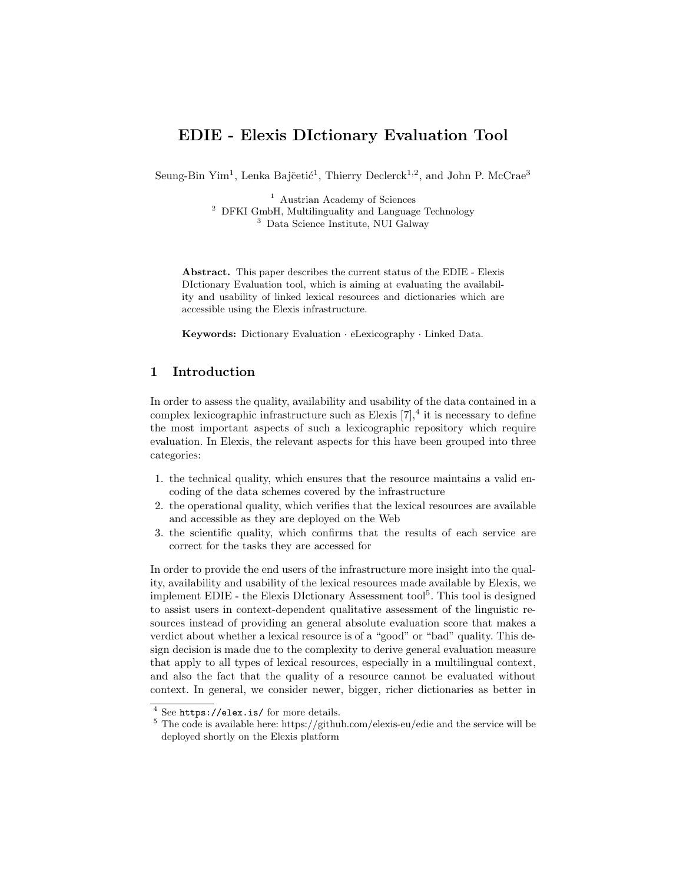# EDIE - Elexis DIctionary Evaluation Tool

Seung-Bin Yim[1], Lenka Bajčetić[1], Thierry Declerck[1,2], and John P. McCrae[3]

[1] Austrian Academy of Sciences
[2] DFKI GmbH, Multilinguality and Language Technology
[3] Data Science Institute, NUI Galway

**Abstract.** This paper describes the current status of the EDIE - Elexis DIctionary Evaluation tool, which is aiming at evaluating the availability and usability of linked lexical resources and dictionaries which are accessible using the Elexis infrastructure.

**Keywords:** Dictionary Evaluation · eLexicography · Linked Data.

## 1 Introduction

In order to assess the quality, availability and usability of the data contained in a complex lexicographic infrastructure such as Elexis [7],[4] it is necessary to define the most important aspects of such a lexicographic repository which require evaluation. In Elexis, the relevant aspects for this have been grouped into three categories:

1. the technical quality, which ensures that the resource maintains a valid encoding of the data schemes covered by the infrastructure
2. the operational quality, which verifies that the lexical resources are available and accessible as they are deployed on the Web
3. the scientific quality, which confirms that the results of each service are correct for the tasks they are accessed for

In order to provide the end users of the infrastructure more insight into the quality, availability and usability of the lexical resources made available by Elexis, we implement EDIE - the Elexis DIctionary Assessment tool[5]. This tool is designed to assist users in context-dependent qualitative assessment of the linguistic resources instead of providing an general absolute evaluation score that makes a verdict about whether a lexical resource is of a "good" or "bad" quality. This design decision is made due to the complexity to derive general evaluation measure that apply to all types of lexical resources, especially in a multilingual context, and also the fact that the quality of a resource cannot be evaluated without context. In general, we consider newer, bigger, richer dictionaries as better in

[4] See https://elex.is/ for more details.
[5] The code is available here: https://github.com/elexis-eu/edie and the service will be deployed shortly on the Elexis platform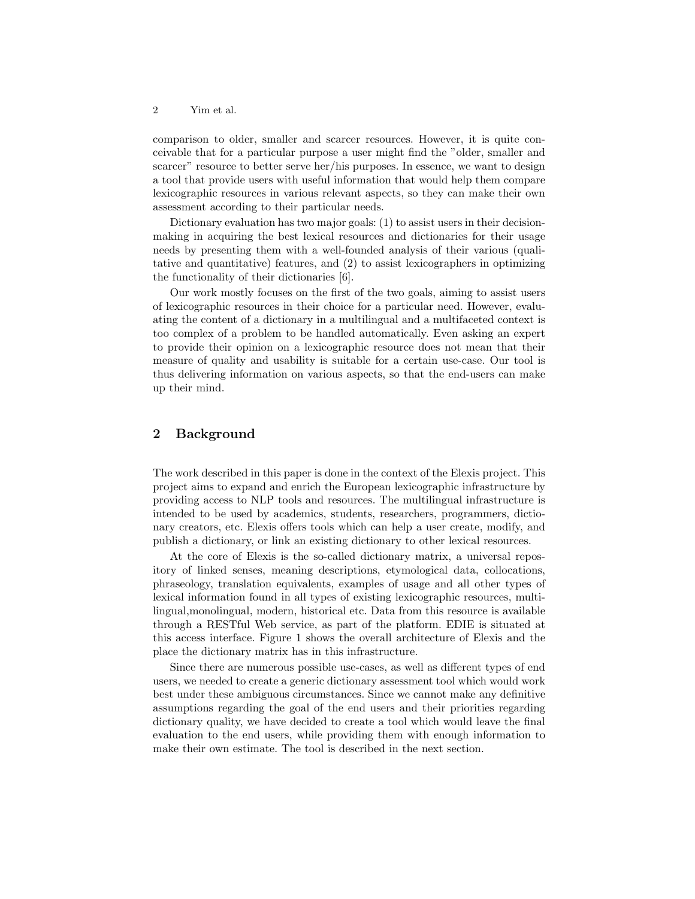comparison to older, smaller and scarcer resources. However, it is quite conceivable that for a particular purpose a user might find the "older, smaller and scarcer" resource to better serve her/his purposes. In essence, we want to design a tool that provide users with useful information that would help them compare lexicographic resources in various relevant aspects, so they can make their own assessment according to their particular needs.

Dictionary evaluation has two major goals: (1) to assist users in their decision-making in acquiring the best lexical resources and dictionaries for their usage needs by presenting them with a well-founded analysis of their various (qualitative and quantitative) features, and (2) to assist lexicographers in optimizing the functionality of their dictionaries [6].

Our work mostly focuses on the first of the two goals, aiming to assist users of lexicographic resources in their choice for a particular need. However, evaluating the content of a dictionary in a multilingual and a multifaceted context is too complex of a problem to be handled automatically. Even asking an expert to provide their opinion on a lexicographic resource does not mean that their measure of quality and usability is suitable for a certain use-case. Our tool is thus delivering information on various aspects, so that the end-users can make up their mind.

## 2 Background

The work described in this paper is done in the context of the Elexis project. This project aims to expand and enrich the European lexicographic infrastructure by providing access to NLP tools and resources. The multilingual infrastructure is intended to be used by academics, students, researchers, programmers, dictionary creators, etc. Elexis offers tools which can help a user create, modify, and publish a dictionary, or link an existing dictionary to other lexical resources.

At the core of Elexis is the so-called dictionary matrix, a universal repository of linked senses, meaning descriptions, etymological data, collocations, phraseology, translation equivalents, examples of usage and all other types of lexical information found in all types of existing lexicographic resources, multilingual,monolingual, modern, historical etc. Data from this resource is available through a RESTful Web service, as part of the platform. EDIE is situated at this access interface. Figure 1 shows the overall architecture of Elexis and the place the dictionary matrix has in this infrastructure.

Since there are numerous possible use-cases, as well as different types of end users, we needed to create a generic dictionary assessment tool which would work best under these ambiguous circumstances. Since we cannot make any definitive assumptions regarding the goal of the end users and their priorities regarding dictionary quality, we have decided to create a tool which would leave the final evaluation to the end users, while providing them with enough information to make their own estimate. The tool is described in the next section.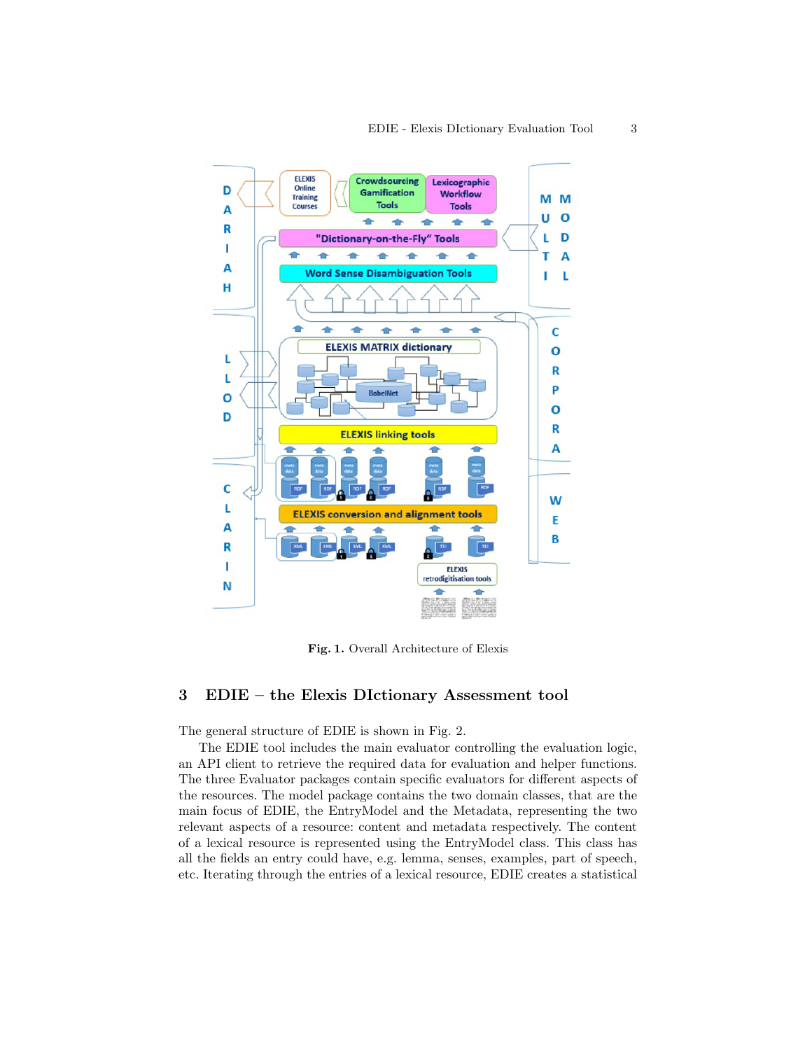ELEXIS Online Training Courses

Crowdsourcing Gamification Tools

Lexicographic Workflow Tools

"Dictionary-on-the-Fly" Tools

Word Sense Disambiguation Tools

ELEXIS MATRIX dictionary

BabelNet

ELEXIS linking tools

ELEXIS conversion and alignment tools

ELEXIS retrodigitisation tools

DARIAH

LLOD

CLARIN

MULTI

MODAL

CORPORA

WEB

**Fig. 1.** Overall Architecture of Elexis

## 3 EDIE – the Elexis DIctionary Assessment tool

The general structure of EDIE is shown in Fig. 2.

The EDIE tool includes the main evaluator controlling the evaluation logic, an API client to retrieve the required data for evaluation and helper functions. The three Evaluator packages contain specific evaluators for different aspects of the resources. The model package contains the two domain classes, that are the main focus of EDIE, the EntryModel and the Metadata, representing the two relevant aspects of a resource: content and metadata respectively. The content of a lexical resource is represented using the EntryModel class. This class has all the fields an entry could have, e.g. lemma, senses, examples, part of speech, etc. Iterating through the entries of a lexical resource, EDIE creates a statistical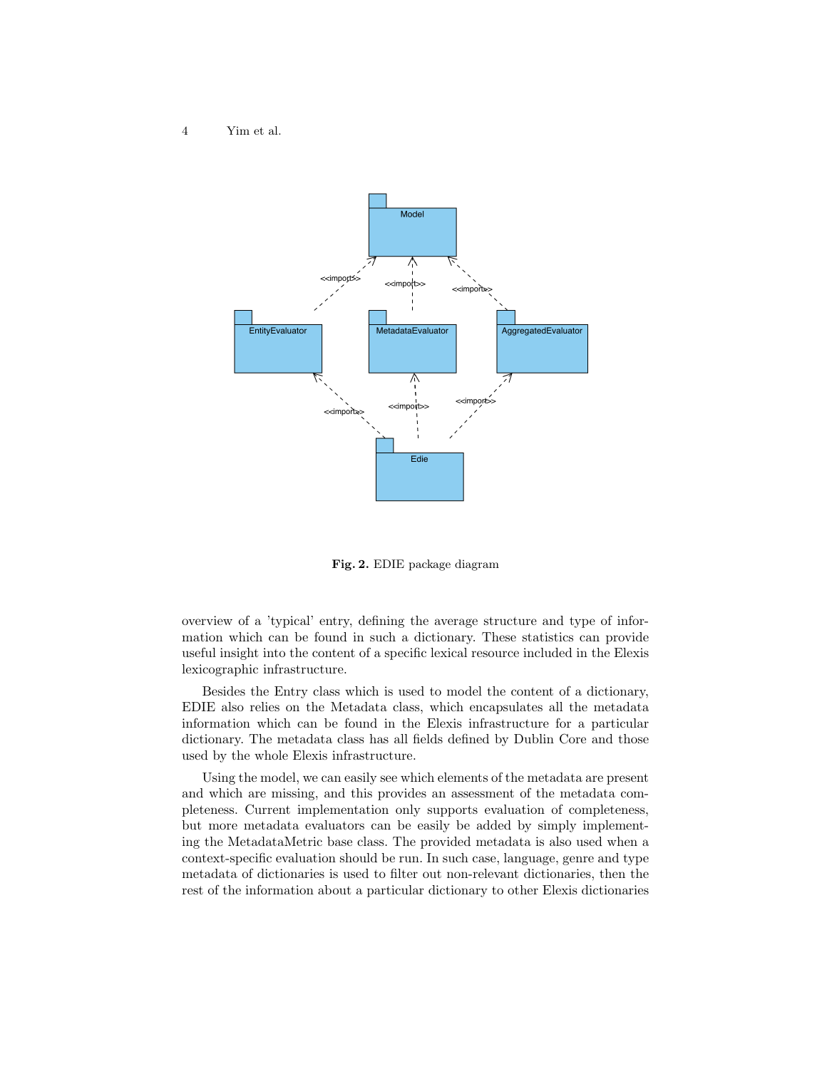Model

<<import>>

<<import>>

<<import>>

EntityEvaluator

MetadataEvaluator

AggregatedEvaluator

<<import>>

<<import>>

<<import>>

Edie

**Fig. 2.** EDIE package diagram

overview of a 'typical' entry, defining the average structure and type of information which can be found in such a dictionary. These statistics can provide useful insight into the content of a specific lexical resource included in the Elexis lexicographic infrastructure.

Besides the Entry class which is used to model the content of a dictionary, EDIE also relies on the Metadata class, which encapsulates all the metadata information which can be found in the Elexis infrastructure for a particular dictionary. The metadata class has all fields defined by Dublin Core and those used by the whole Elexis infrastructure.

Using the model, we can easily see which elements of the metadata are present and which are missing, and this provides an assessment of the metadata completeness. Current implementation only supports evaluation of completeness, but more metadata evaluators can be easily be added by simply implementing the MetadataMetric base class. The provided metadata is also used when a context-specific evaluation should be run. In such case, language, genre and type metadata of dictionaries is used to filter out non-relevant dictionaries, then the rest of the information about a particular dictionary to other Elexis dictionaries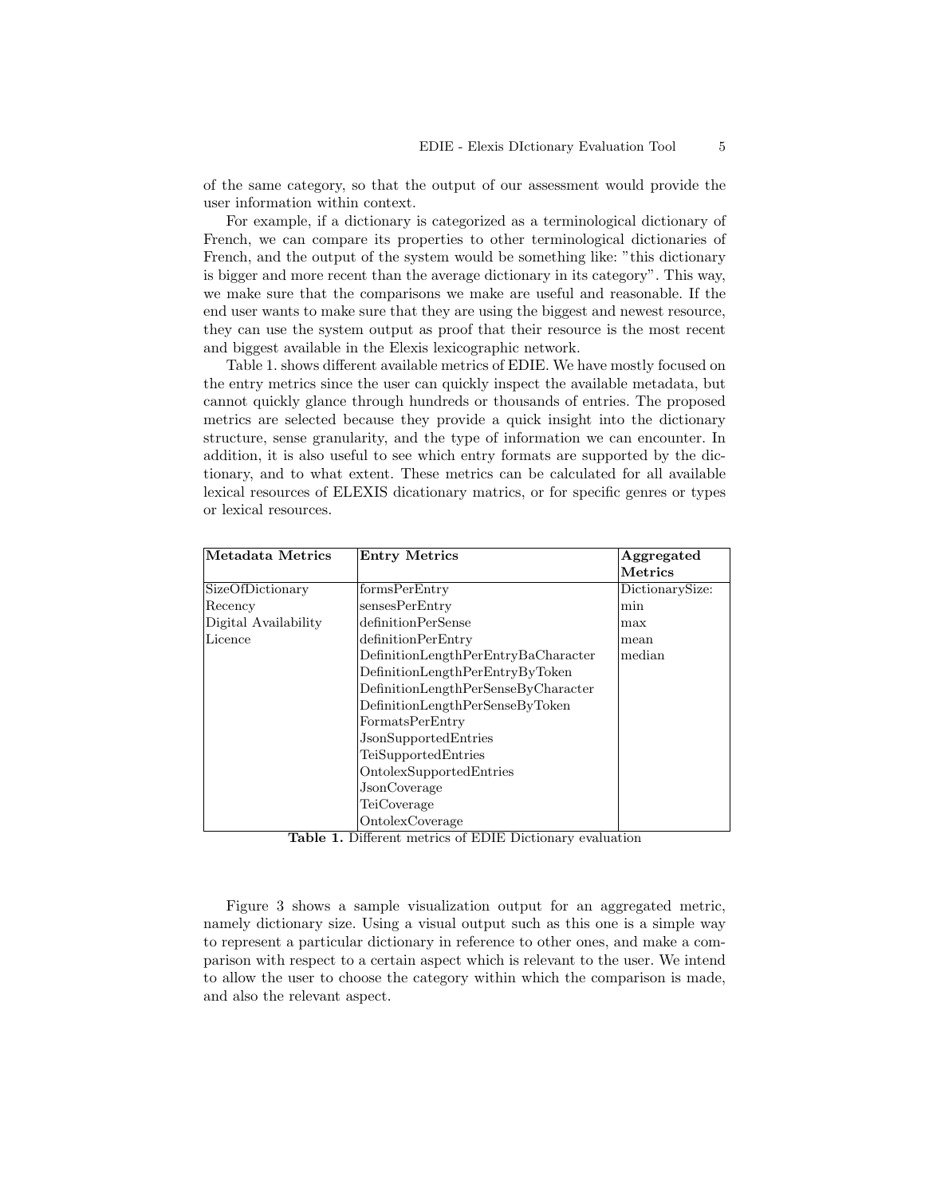of the same category, so that the output of our assessment would provide the user information within context.

For example, if a dictionary is categorized as a terminological dictionary of French, we can compare its properties to other terminological dictionaries of French, and the output of the system would be something like: "this dictionary is bigger and more recent than the average dictionary in its category". This way, we make sure that the comparisons we make are useful and reasonable. If the end user wants to make sure that they are using the biggest and newest resource, they can use the system output as proof that their resource is the most recent and biggest available in the Elexis lexicographic network.

Table 1. shows different available metrics of EDIE. We have mostly focused on the entry metrics since the user can quickly inspect the available metadata, but cannot quickly glance through hundreds or thousands of entries. The proposed metrics are selected because they provide a quick insight into the dictionary structure, sense granularity, and the type of information we can encounter. In addition, it is also useful to see which entry formats are supported by the dictionary, and to what extent. These metrics can be calculated for all available lexical resources of ELEXIS dicationary matrics, or for specific genres or types or lexical resources.

| **Metadata Metrics** | **Entry Metrics** | **Aggregated Metrics** |
|---|---|---|
| SizeOfDictionary | formsPerEntry | DictionarySize: |
| Recency | sensesPerEntry | min |
| Digital Availability | definitionPerSense | max |
| Licence | definitionPerEntry | mean |
| | DefinitionLengthPerEntryBaCharacter | median |
| | DefinitionLengthPerEntryByToken | |
| | DefinitionLengthPerSenseByCharacter | |
| | DefinitionLengthPerSenseByToken | |
| | FormatsPerEntry | |
| | JsonSupportedEntries | |
| | TeiSupportedEntries | |
| | OntolexSupportedEntries | |
| | JsonCoverage | |
| | TeiCoverage | |
| | OntolexCoverage | |

**Table 1.** Different metrics of EDIE Dictionary evaluation

Figure 3 shows a sample visualization output for an aggregated metric, namely dictionary size. Using a visual output such as this one is a simple way to represent a particular dictionary in reference to other ones, and make a comparison with respect to a certain aspect which is relevant to the user. We intend to allow the user to choose the category within which the comparison is made, and also the relevant aspect.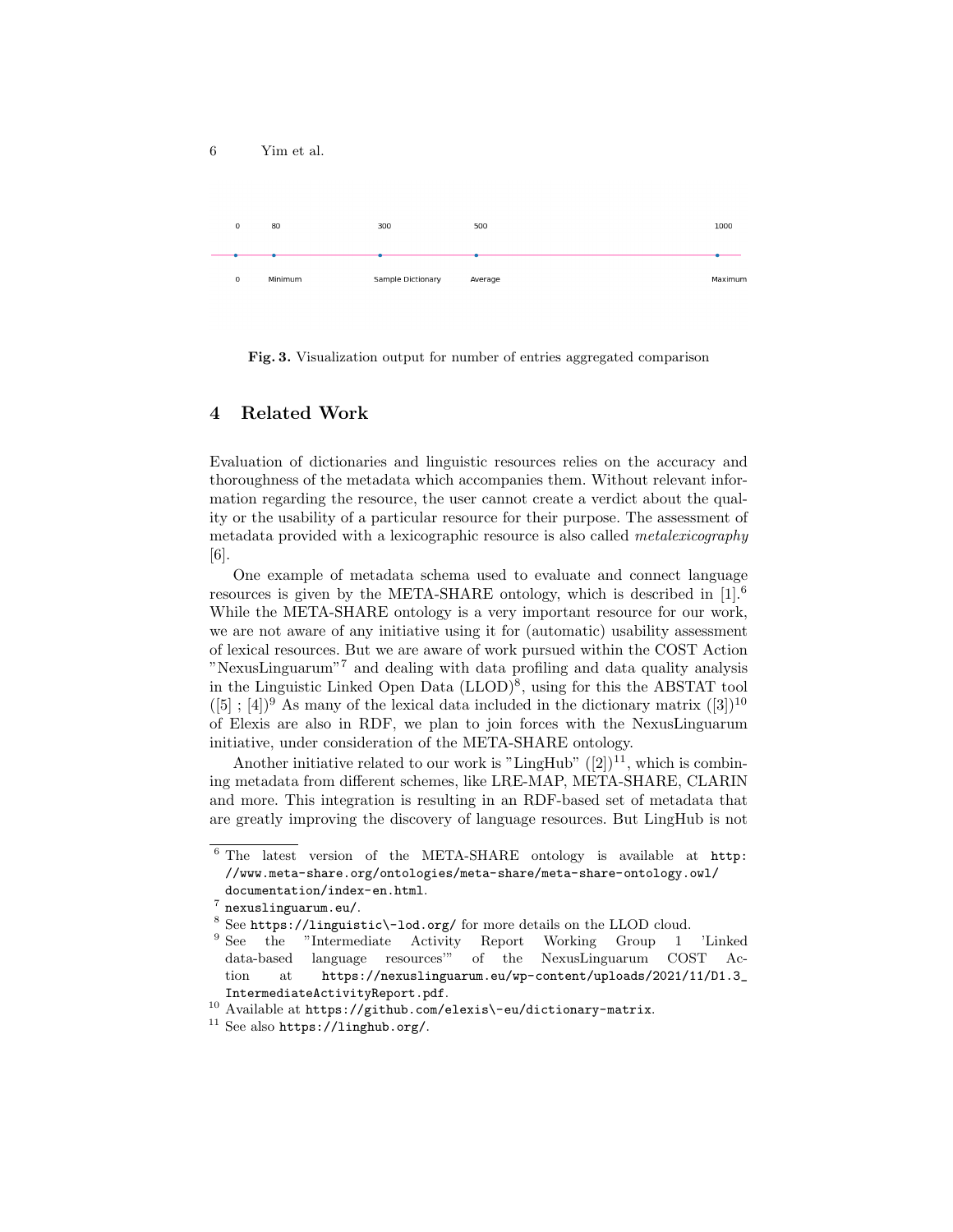0 80 300 500 1000

0 Minimum Sample Dictionary Average Maximum

**Fig. 3.** Visualization output for number of entries aggregated comparison

## 4 Related Work

Evaluation of dictionaries and linguistic resources relies on the accuracy and thoroughness of the metadata which accompanies them. Without relevant information regarding the resource, the user cannot create a verdict about the quality or the usability of a particular resource for their purpose. The assessment of metadata provided with a lexicographic resource is also called *metalexicography* [6].

One example of metadata schema used to evaluate and connect language resources is given by the META-SHARE ontology, which is described in [1].[6] While the META-SHARE ontology is a very important resource for our work, we are not aware of any initiative using it for (automatic) usability assessment of lexical resources. But we are aware of work pursued within the COST Action "NexusLinguarum"[7] and dealing with data profiling and data quality analysis in the Linguistic Linked Open Data (LLOD)[8], using for this the ABSTAT tool ([5] ; [4])[9] As many of the lexical data included in the dictionary matrix ([3])[10] of Elexis are also in RDF, we plan to join forces with the NexusLinguarum initiative, under consideration of the META-SHARE ontology.

Another initiative related to our work is "LingHub" ([2])[11], which is combining metadata from different schemes, like LRE-MAP, META-SHARE, CLARIN and more. This integration is resulting in an RDF-based set of metadata that are greatly improving the discovery of language resources. But LingHub is not

---

[6] The latest version of the META-SHARE ontology is available at `http://www.meta-share.org/ontologies/meta-share/meta-share-ontology.owl/documentation/index-en.html`.

[7] `nexuslinguarum.eu/`.

[8] See `https://linguistic\-lod.org/` for more details on the LLOD cloud.

[9] See the "Intermediate Activity Report Working Group 1 'Linked data-based language resources'" of the NexusLinguarum COST Action at `https://nexuslinguarum.eu/wp-content/uploads/2021/11/D1.3_IntermediateActivityReport.pdf`.

[10] Available at `https://github.com/elexis\-eu/dictionary-matrix`.

[11] See also `https://linghub.org/`.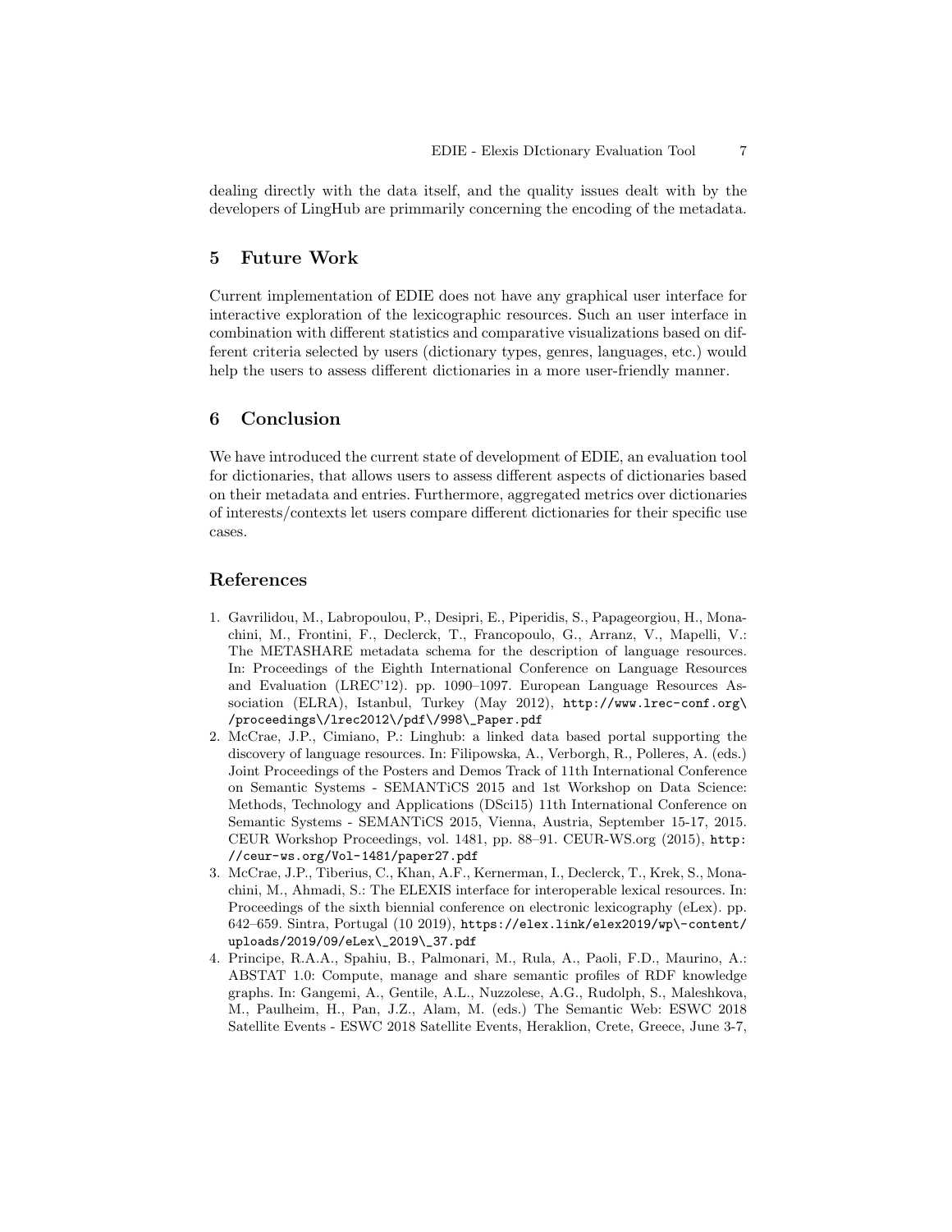dealing directly with the data itself, and the quality issues dealt with by the developers of LingHub are primmarily concerning the encoding of the metadata.

## 5 Future Work

Current implementation of EDIE does not have any graphical user interface for interactive exploration of the lexicographic resources. Such an user interface in combination with different statistics and comparative visualizations based on different criteria selected by users (dictionary types, genres, languages, etc.) would help the users to assess different dictionaries in a more user-friendly manner.

## 6 Conclusion

We have introduced the current state of development of EDIE, an evaluation tool for dictionaries, that allows users to assess different aspects of dictionaries based on their metadata and entries. Furthermore, aggregated metrics over dictionaries of interests/contexts let users compare different dictionaries for their specific use cases.

## References

1. Gavrilidou, M., Labropoulou, P., Desipri, E., Piperidis, S., Papageorgiou, H., Monachini, M., Frontini, F., Declerck, T., Francopoulo, G., Arranz, V., Mapelli, V.: The METASHARE metadata schema for the description of language resources. In: Proceedings of the Eighth International Conference on Language Resources and Evaluation (LREC'12). pp. 1090–1097. European Language Resources Association (ELRA), Istanbul, Turkey (May 2012), http://www.lrec-conf.org\/proceedings\/lrec2012\/pdf\/998\_Paper.pdf
2. McCrae, J.P., Cimiano, P.: Linghub: a linked data based portal supporting the discovery of language resources. In: Filipowska, A., Verborgh, R., Polleres, A. (eds.) Joint Proceedings of the Posters and Demos Track of 11th International Conference on Semantic Systems - SEMANTiCS 2015 and 1st Workshop on Data Science: Methods, Technology and Applications (DSci15) 11th International Conference on Semantic Systems - SEMANTiCS 2015, Vienna, Austria, September 15-17, 2015. CEUR Workshop Proceedings, vol. 1481, pp. 88–91. CEUR-WS.org (2015), http://ceur-ws.org/Vol-1481/paper27.pdf
3. McCrae, J.P., Tiberius, C., Khan, A.F., Kernerman, I., Declerck, T., Krek, S., Monachini, M., Ahmadi, S.: The ELEXIS interface for interoperable lexical resources. In: Proceedings of the sixth biennial conference on electronic lexicography (eLex). pp. 642–659. Sintra, Portugal (10 2019), https://elex.link/elex2019/wp\-content/uploads/2019/09/eLex\_2019\_37.pdf
4. Principe, R.A.A., Spahiu, B., Palmonari, M., Rula, A., Paoli, F.D., Maurino, A.: ABSTAT 1.0: Compute, manage and share semantic profiles of RDF knowledge graphs. In: Gangemi, A., Gentile, A.L., Nuzzolese, A.G., Rudolph, S., Maleshkova, M., Paulheim, H., Pan, J.Z., Alam, M. (eds.) The Semantic Web: ESWC 2018 Satellite Events - ESWC 2018 Satellite Events, Heraklion, Crete, Greece, June 3-7,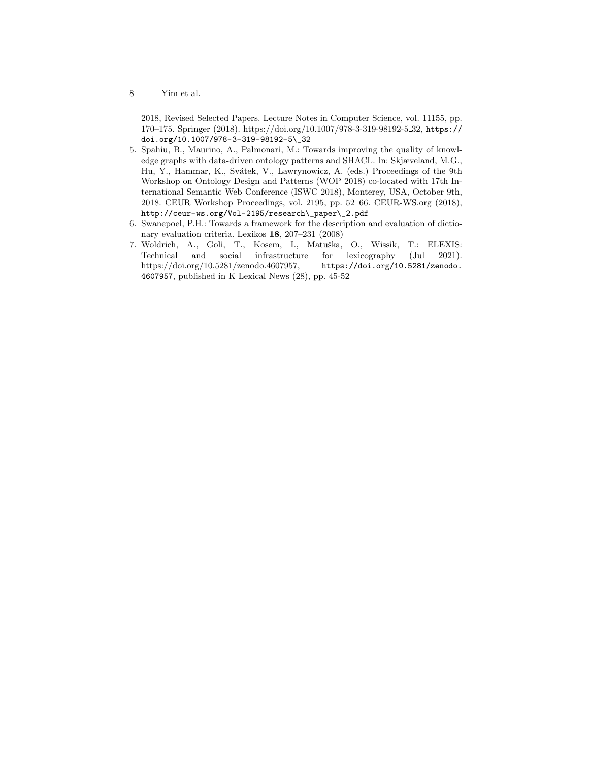2018, Revised Selected Papers. Lecture Notes in Computer Science, vol. 11155, pp. 170–175. Springer (2018). https://doi.org/10.1007/978-3-319-98192-5_32, https://doi.org/10.1007/978-3-319-98192-5\_32

5. Spahiu, B., Maurino, A., Palmonari, M.: Towards improving the quality of knowledge graphs with data-driven ontology patterns and SHACL. In: Skjæveland, M.G., Hu, Y., Hammar, K., Svátek, V., Lawrynowicz, A. (eds.) Proceedings of the 9th Workshop on Ontology Design and Patterns (WOP 2018) co-located with 17th International Semantic Web Conference (ISWC 2018), Monterey, USA, October 9th, 2018. CEUR Workshop Proceedings, vol. 2195, pp. 52–66. CEUR-WS.org (2018), http://ceur-ws.org/Vol-2195/research\_paper\_2.pdf
6. Swanepoel, P.H.: Towards a framework for the description and evaluation of dictionary evaluation criteria. Lexikos **18**, 207–231 (2008)
7. Woldrich, A., Goli, T., Kosem, I., Matuška, O., Wissik, T.: ELEXIS: Technical and social infrastructure for lexicography (Jul 2021). https://doi.org/10.5281/zenodo.4607957, https://doi.org/10.5281/zenodo.4607957, published in K Lexical News (28), pp. 45-52